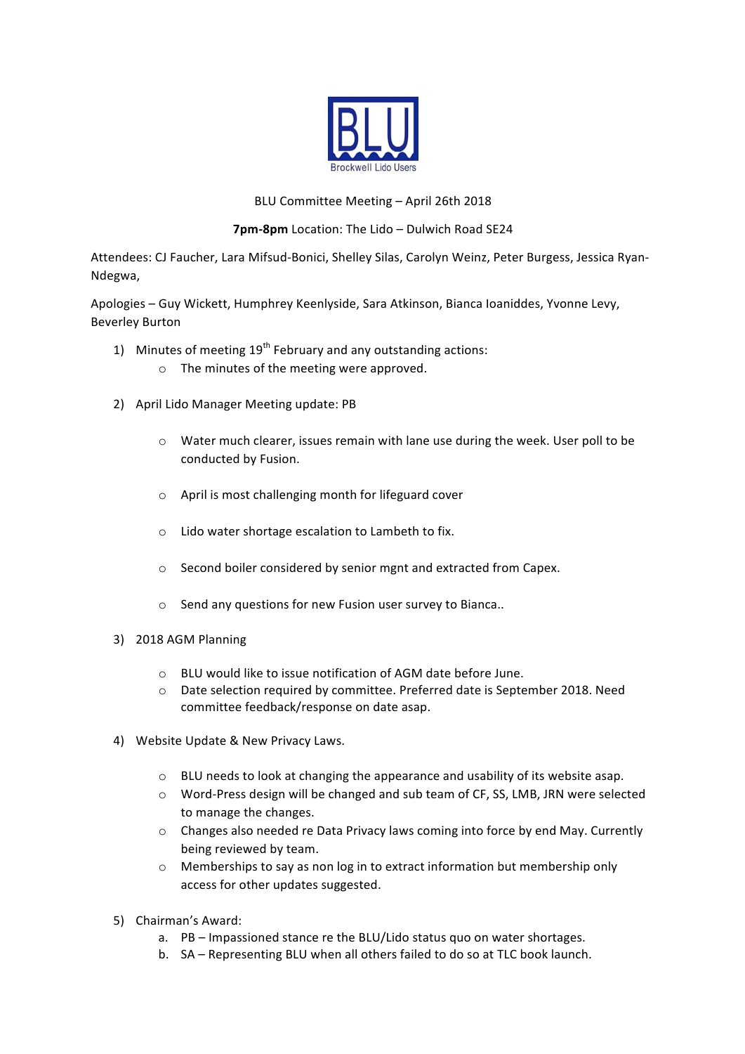BLU

Brockwell Lido Users

BLU Committee Meeting – April 26th 2018

**7pm-8pm** Location: The Lido – Dulwich Road SE24

Attendees: CJ Faucher, Lara Mifsud-Bonici, Shelley Silas, Carolyn Weinz, Peter Burgess, Jessica Ryan-Ndegwa,

Apologies – Guy Wickett, Humphrey Keenlyside, Sara Atkinson, Bianca Ioaniddes, Yvonne Levy, Beverley Burton

1) Minutes of meeting 19th February and any outstanding actions:
    - The minutes of the meeting were approved.

2) April Lido Manager Meeting update: PB
    - Water much clearer, issues remain with lane use during the week. User poll to be conducted by Fusion.
    - April is most challenging month for lifeguard cover
    - Lido water shortage escalation to Lambeth to fix.
    - Second boiler considered by senior mgnt and extracted from Capex.
    - Send any questions for new Fusion user survey to Bianca..

3) 2018 AGM Planning
    - BLU would like to issue notification of AGM date before June.
    - Date selection required by committee. Preferred date is September 2018. Need committee feedback/response on date asap.

4) Website Update & New Privacy Laws.
    - BLU needs to look at changing the appearance and usability of its website asap.
    - Word-Press design will be changed and sub team of CF, SS, LMB, JRN were selected to manage the changes.
    - Changes also needed re Data Privacy laws coming into force by end May. Currently being reviewed by team.
    - Memberships to say as non log in to extract information but membership only access for other updates suggested.

5) Chairman's Award:
    a. PB – Impassioned stance re the BLU/Lido status quo on water shortages.
    b. SA – Representing BLU when all others failed to do so at TLC book launch.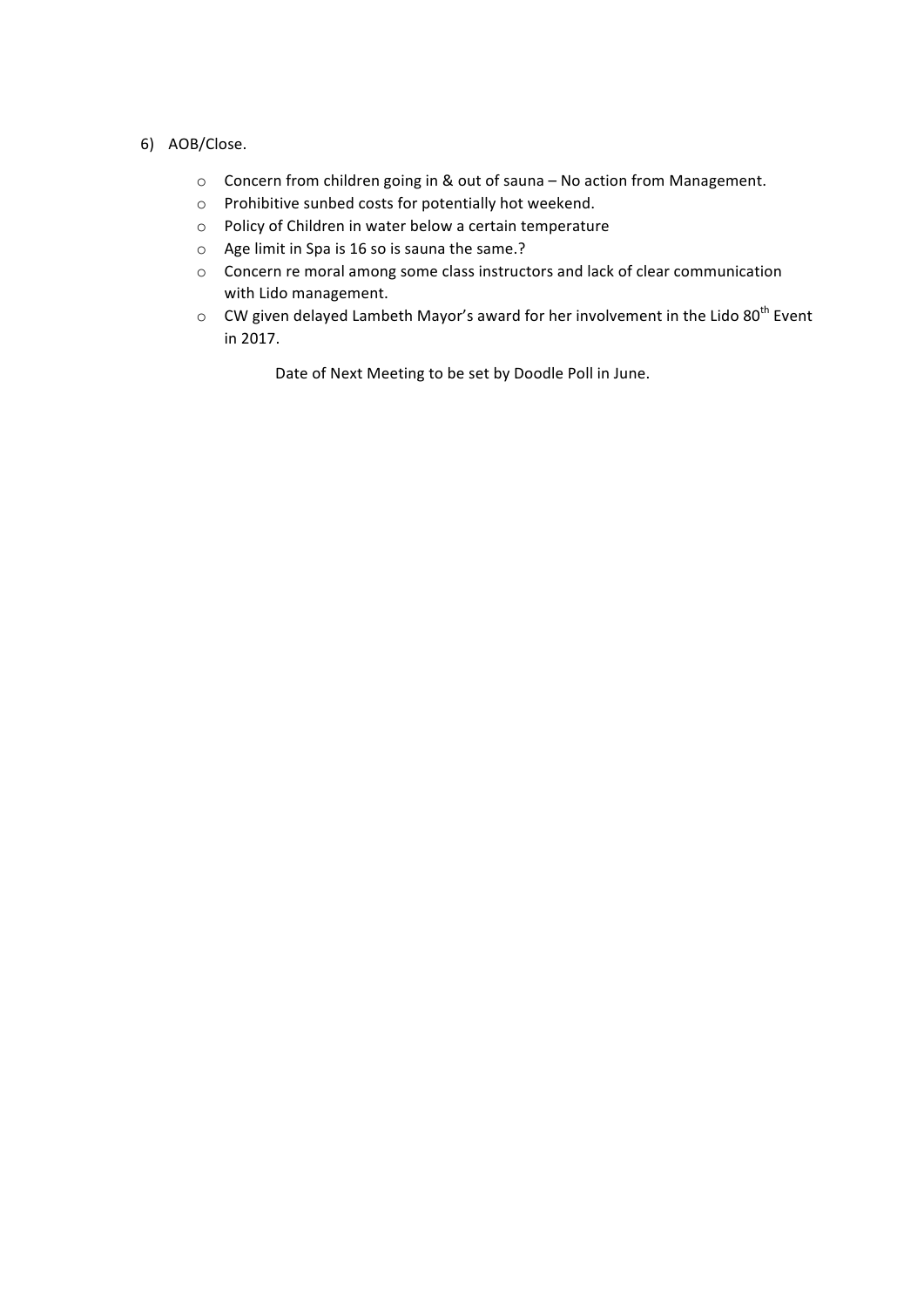6) AOB/Close.

- Concern from children going in & out of sauna – No action from Management.
- Prohibitive sunbed costs for potentially hot weekend.
- Policy of Children in water below a certain temperature
- Age limit in Spa is 16 so is sauna the same.?
- Concern re moral among some class instructors and lack of clear communication with Lido management.
- CW given delayed Lambeth Mayor's award for her involvement in the Lido 80th Event in 2017.

Date of Next Meeting to be set by Doodle Poll in June.